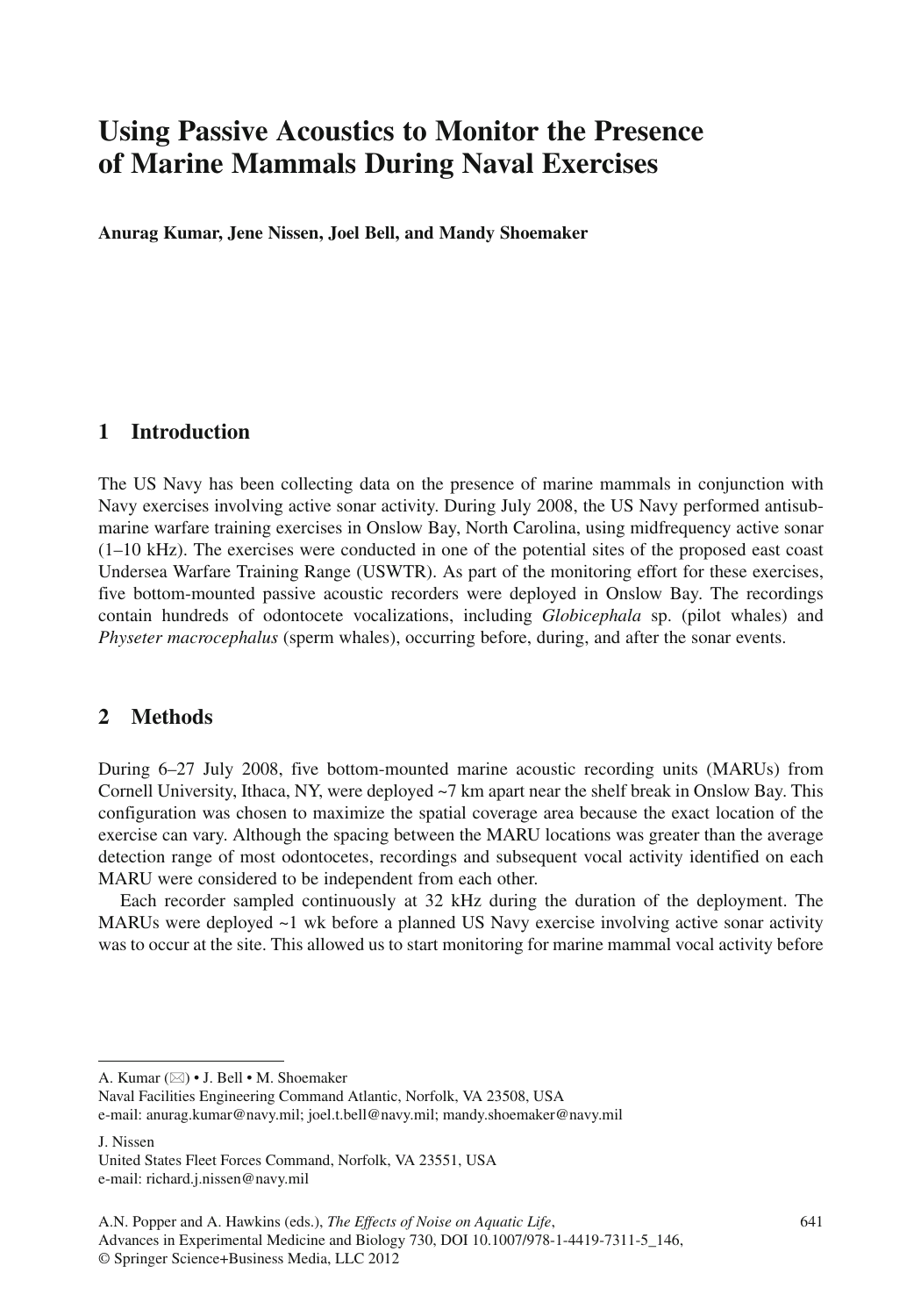# Using Passive Acoustics to Monitor the Presence of Marine Mammals During Naval Exercises

**Anurag Kumar, Jene Nissen, Joel Bell, and Mandy Shoemaker**

## 1 Introduction

The US Navy has been collecting data on the presence of marine mammals in conjunction with Navy exercises involving active sonar activity. During July 2008, the US Navy performed antisubmarine warfare training exercises in Onslow Bay, North Carolina, using midfrequency active sonar (1–10 kHz). The exercises were conducted in one of the potential sites of the proposed east coast Undersea Warfare Training Range (USWTR). As part of the monitoring effort for these exercises, five bottom-mounted passive acoustic recorders were deployed in Onslow Bay. The recordings contain hundreds of odontocete vocalizations, including *Globicephala* sp. (pilot whales) and *Physeter macrocephalus* (sperm whales), occurring before, during, and after the sonar events.

## 2 Methods

During 6–27 July 2008, five bottom-mounted marine acoustic recording units (MARUs) from Cornell University, Ithaca, NY, were deployed ~7 km apart near the shelf break in Onslow Bay. This configuration was chosen to maximize the spatial coverage area because the exact location of the exercise can vary. Although the spacing between the MARU locations was greater than the average detection range of most odontocetes, recordings and subsequent vocal activity identified on each MARU were considered to be independent from each other.

Each recorder sampled continuously at 32 kHz during the duration of the deployment. The MARUs were deployed ~1 wk before a planned US Navy exercise involving active sonar activity was to occur at the site. This allowed us to start monitoring for marine mammal vocal activity before

---

A. Kumar (✉) • J. Bell • M. Shoemaker
Naval Facilities Engineering Command Atlantic, Norfolk, VA 23508, USA
e-mail: anurag.kumar@navy.mil; joel.t.bell@navy.mil; mandy.shoemaker@navy.mil

J. Nissen
United States Fleet Forces Command, Norfolk, VA 23551, USA
e-mail: richard.j.nissen@navy.mil

A.N. Popper and A. Hawkins (eds.), *The Effects of Noise on Aquatic Life*, Advances in Experimental Medicine and Biology 730, DOI 10.1007/978-1-4419-7311-5_146, © Springer Science+Business Media, LLC 2012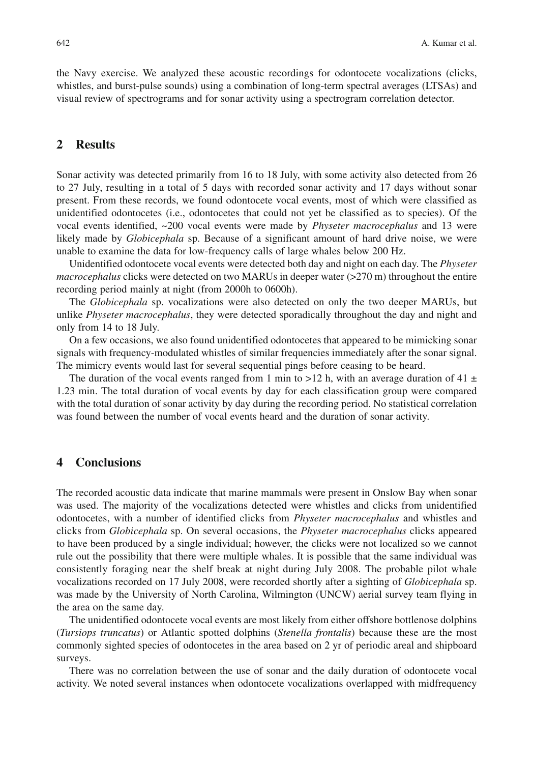the Navy exercise. We analyzed these acoustic recordings for odontocete vocalizations (clicks, whistles, and burst-pulse sounds) using a combination of long-term spectral averages (LTSAs) and visual review of spectrograms and for sonar activity using a spectrogram correlation detector.

## 2 Results

Sonar activity was detected primarily from 16 to 18 July, with some activity also detected from 26 to 27 July, resulting in a total of 5 days with recorded sonar activity and 17 days without sonar present. From these records, we found odontocete vocal events, most of which were classified as unidentified odontocetes (i.e., odontocetes that could not yet be classified as to species). Of the vocal events identified, ~200 vocal events were made by *Physeter macrocephalus* and 13 were likely made by *Globicephala* sp. Because of a significant amount of hard drive noise, we were unable to examine the data for low-frequency calls of large whales below 200 Hz.

Unidentified odontocete vocal events were detected both day and night on each day. The *Physeter macrocephalus* clicks were detected on two MARUs in deeper water (>270 m) throughout the entire recording period mainly at night (from 2000h to 0600h).

The *Globicephala* sp. vocalizations were also detected on only the two deeper MARUs, but unlike *Physeter macrocephalus*, they were detected sporadically throughout the day and night and only from 14 to 18 July.

On a few occasions, we also found unidentified odontocetes that appeared to be mimicking sonar signals with frequency-modulated whistles of similar frequencies immediately after the sonar signal. The mimicry events would last for several sequential pings before ceasing to be heard.

The duration of the vocal events ranged from 1 min to >12 h, with an average duration of $41 \pm 1.23$ min. The total duration of vocal events by day for each classification group were compared with the total duration of sonar activity by day during the recording period. No statistical correlation was found between the number of vocal events heard and the duration of sonar activity.

## 4 Conclusions

The recorded acoustic data indicate that marine mammals were present in Onslow Bay when sonar was used. The majority of the vocalizations detected were whistles and clicks from unidentified odontocetes, with a number of identified clicks from *Physeter macrocephalus* and whistles and clicks from *Globicephala* sp. On several occasions, the *Physeter macrocephalus* clicks appeared to have been produced by a single individual; however, the clicks were not localized so we cannot rule out the possibility that there were multiple whales. It is possible that the same individual was consistently foraging near the shelf break at night during July 2008. The probable pilot whale vocalizations recorded on 17 July 2008, were recorded shortly after a sighting of *Globicephala* sp. was made by the University of North Carolina, Wilmington (UNCW) aerial survey team flying in the area on the same day.

The unidentified odontocete vocal events are most likely from either offshore bottlenose dolphins (*Tursiops truncatus*) or Atlantic spotted dolphins (*Stenella frontalis*) because these are the most commonly sighted species of odontocetes in the area based on 2 yr of periodic areal and shipboard surveys.

There was no correlation between the use of sonar and the daily duration of odontocete vocal activity. We noted several instances when odontocete vocalizations overlapped with midfrequency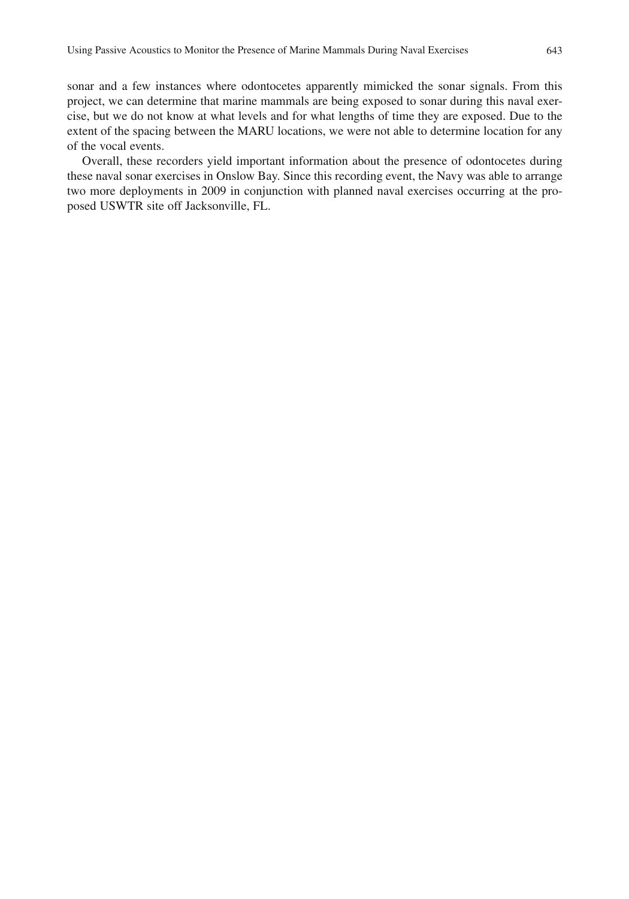sonar and a few instances where odontocetes apparently mimicked the sonar signals. From this project, we can determine that marine mammals are being exposed to sonar during this naval exercise, but we do not know at what levels and for what lengths of time they are exposed. Due to the extent of the spacing between the MARU locations, we were not able to determine location for any of the vocal events.

Overall, these recorders yield important information about the presence of odontocetes during these naval sonar exercises in Onslow Bay. Since this recording event, the Navy was able to arrange two more deployments in 2009 in conjunction with planned naval exercises occurring at the proposed USWTR site off Jacksonville, FL.